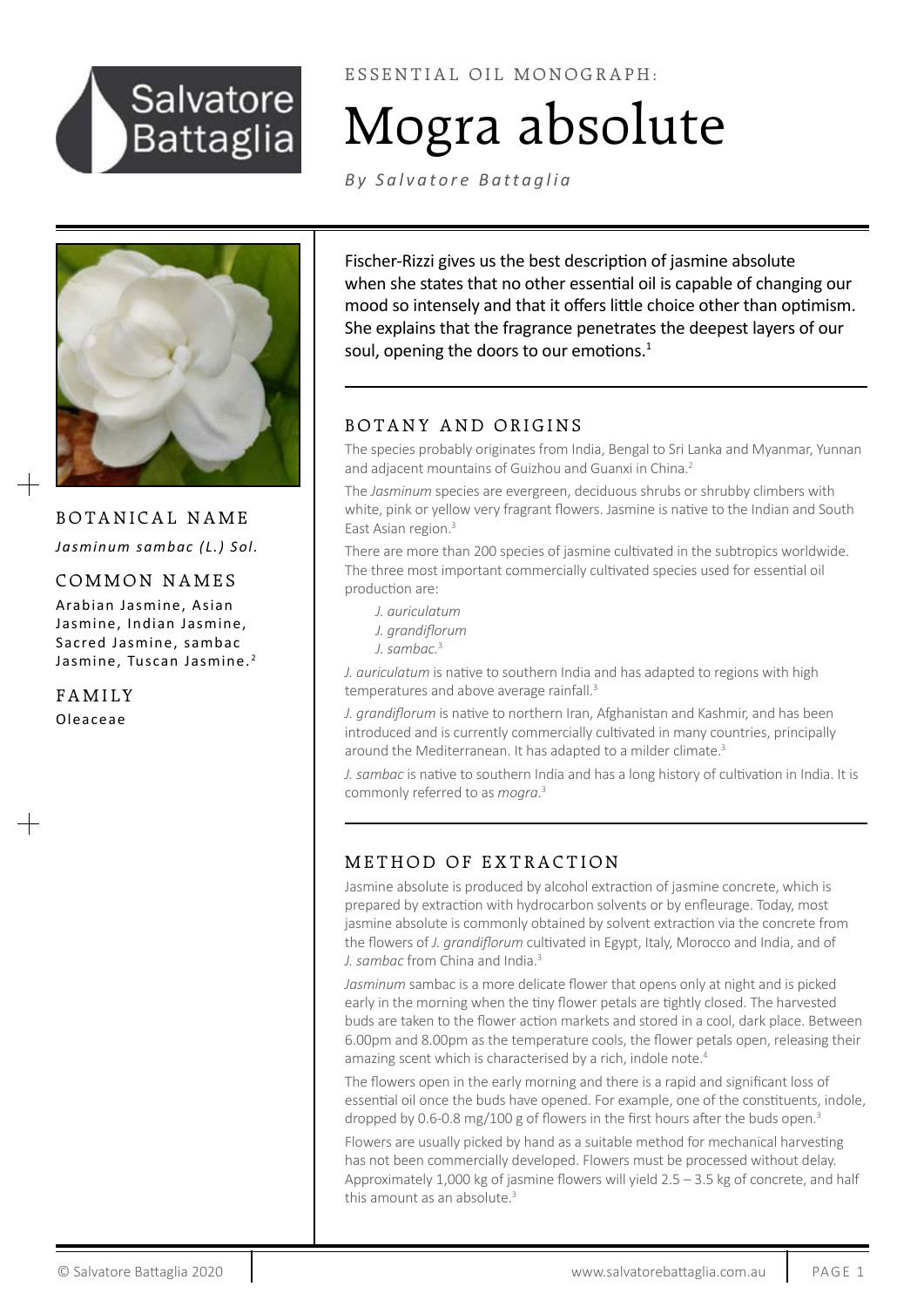ESSENTIAL OIL MONOGRAPH:

# Mogra absolute

*By Salvatore Battaglia*

## BOTANICAL NAME

*Jasminum sambac (L.) Sol.*

## COMMON NAMES

Arabian Jasmine, Asian Jasmine, Indian Jasmine, Sacred Jasmine, sambac Jasmine, Tuscan Jasmine.[2]

## FAMILY

Oleaceae

Fischer-Rizzi gives us the best description of jasmine absolute when she states that no other essential oil is capable of changing our mood so intensely and that it offers little choice other than optimism. She explains that the fragrance penetrates the deepest layers of our soul, opening the doors to our emotions.[1]

## BOTANY AND ORIGINS

The species probably originates from India, Bengal to Sri Lanka and Myanmar, Yunnan and adjacent mountains of Guizhou and Guanxi in China.[2]

The *Jasminum* species are evergreen, deciduous shrubs or shrubby climbers with white, pink or yellow very fragrant flowers. Jasmine is native to the Indian and South East Asian region.[3]

There are more than 200 species of jasmine cultivated in the subtropics worldwide. The three most important commercially cultivated species used for essential oil production are:

- *J. auriculatum*
- *J. grandiflorum*
- *J. sambac.*[3]

*J. auriculatum* is native to southern India and has adapted to regions with high temperatures and above average rainfall.[3]

*J. grandiflorum* is native to northern Iran, Afghanistan and Kashmir, and has been introduced and is currently commercially cultivated in many countries, principally around the Mediterranean. It has adapted to a milder climate.[3]

*J. sambac* is native to southern India and has a long history of cultivation in India. It is commonly referred to as *mogra*.[3]

## METHOD OF EXTRACTION

Jasmine absolute is produced by alcohol extraction of jasmine concrete, which is prepared by extraction with hydrocarbon solvents or by enfleurage. Today, most jasmine absolute is commonly obtained by solvent extraction via the concrete from the flowers of *J. grandiflorum* cultivated in Egypt, Italy, Morocco and India, and of *J. sambac* from China and India.[3]

*Jasminum* sambac is a more delicate flower that opens only at night and is picked early in the morning when the tiny flower petals are tightly closed. The harvested buds are taken to the flower action markets and stored in a cool, dark place. Between 6.00pm and 8.00pm as the temperature cools, the flower petals open, releasing their amazing scent which is characterised by a rich, indole note.[4]

The flowers open in the early morning and there is a rapid and significant loss of essential oil once the buds have opened. For example, one of the constituents, indole, dropped by 0.6-0.8 mg/100 g of flowers in the first hours after the buds open.[3]

Flowers are usually picked by hand as a suitable method for mechanical harvesting has not been commercially developed. Flowers must be processed without delay. Approximately 1,000 kg of jasmine flowers will yield 2.5 – 3.5 kg of concrete, and half this amount as an absolute.[3]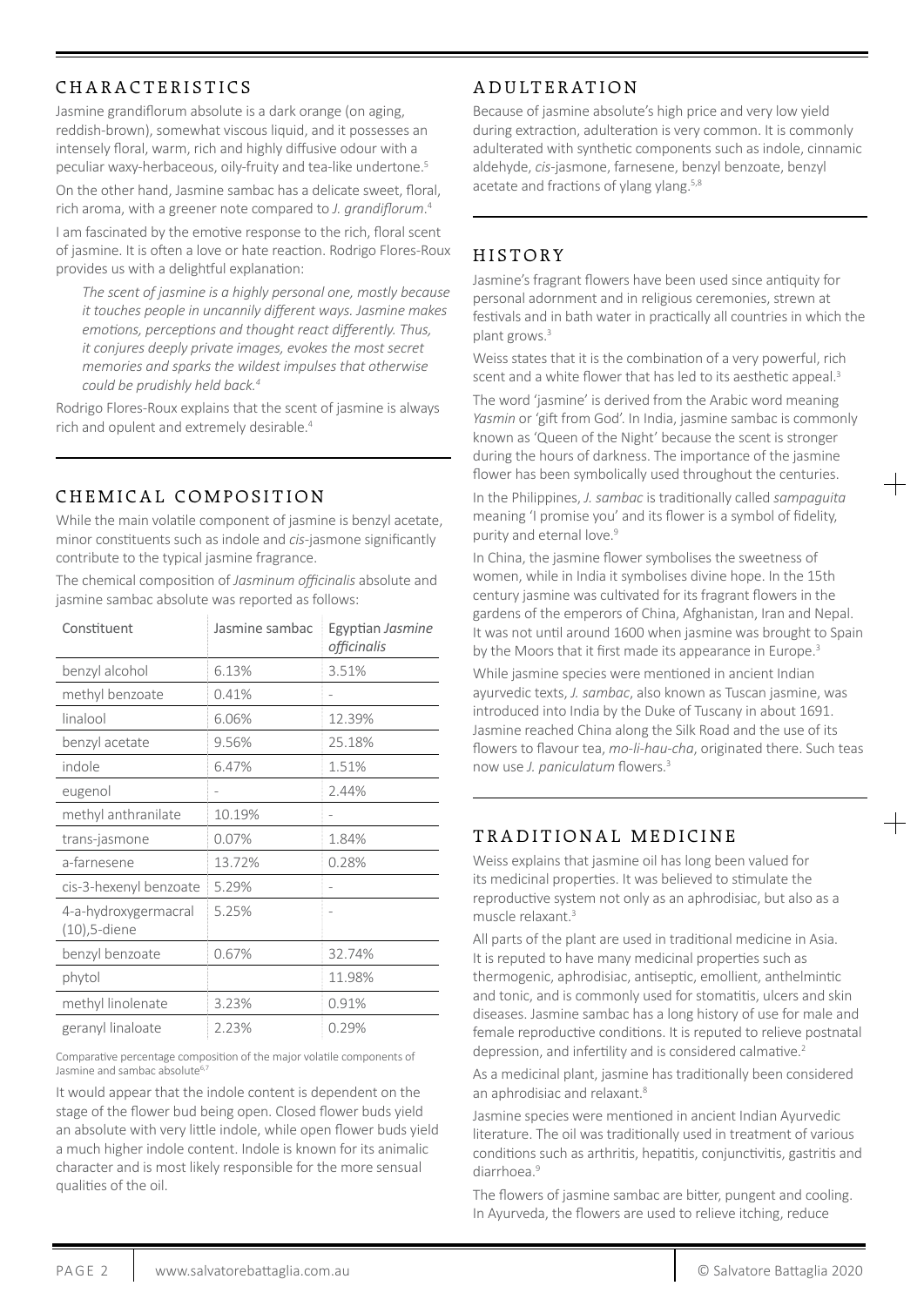## CHARACTERISTICS

Jasmine grandiflorum absolute is a dark orange (on aging, reddish-brown), somewhat viscous liquid, and it possesses an intensely floral, warm, rich and highly diffusive odour with a peculiar waxy-herbaceous, oily-fruity and tea-like undertone.[5]

On the other hand, Jasmine sambac has a delicate sweet, floral, rich aroma, with a greener note compared to *J. grandiflorum*.[4]

I am fascinated by the emotive response to the rich, floral scent of jasmine. It is often a love or hate reaction. Rodrigo Flores-Roux provides us with a delightful explanation:

> *The scent of jasmine is a highly personal one, mostly because it touches people in uncannily different ways. Jasmine makes emotions, perceptions and thought react differently. Thus, it conjures deeply private images, evokes the most secret memories and sparks the wildest impulses that otherwise could be prudishly held back.*[4]

Rodrigo Flores-Roux explains that the scent of jasmine is always rich and opulent and extremely desirable.[4]

## CHEMICAL COMPOSITION

While the main volatile component of jasmine is benzyl acetate, minor constituents such as indole and *cis*-jasmone significantly contribute to the typical jasmine fragrance.

The chemical composition of *Jasminum officinalis* absolute and jasmine sambac absolute was reported as follows:

| Constituent | Jasmine sambac | Egyptian *Jasmine officinalis* |
|---|---|---|
| benzyl alcohol | 6.13% | 3.51% |
| methyl benzoate | 0.41% | - |
| linalool | 6.06% | 12.39% |
| benzyl acetate | 9.56% | 25.18% |
| indole | 6.47% | 1.51% |
| eugenol | - | 2.44% |
| methyl anthranilate | 10.19% | - |
| trans-jasmone | 0.07% | 1.84% |
| a-farnesene | 13.72% | 0.28% |
| cis-3-hexenyl benzoate | 5.29% | - |
| 4-a-hydroxygermacral (10),5-diene | 5.25% | - |
| benzyl benzoate | 0.67% | 32.74% |
| phytol | | 11.98% |
| methyl linolenate | 3.23% | 0.91% |
| geranyl linaloate | 2.23% | 0.29% |

Comparative percentage composition of the major volatile components of Jasmine and sambac absolute[6,7]

It would appear that the indole content is dependent on the stage of the flower bud being open. Closed flower buds yield an absolute with very little indole, while open flower buds yield a much higher indole content. Indole is known for its animalic character and is most likely responsible for the more sensual qualities of the oil.

## ADULTERATION

Because of jasmine absolute's high price and very low yield during extraction, adulteration is very common. It is commonly adulterated with synthetic components such as indole, cinnamic aldehyde, *cis*-jasmone, farnesene, benzyl benzoate, benzyl acetate and fractions of ylang ylang.[5,8]

## HISTORY

Jasmine's fragrant flowers have been used since antiquity for personal adornment and in religious ceremonies, strewn at festivals and in bath water in practically all countries in which the plant grows.[3]

Weiss states that it is the combination of a very powerful, rich scent and a white flower that has led to its aesthetic appeal.[3]

The word 'jasmine' is derived from the Arabic word meaning *Yasmin* or 'gift from God'. In India, jasmine sambac is commonly known as 'Queen of the Night' because the scent is stronger during the hours of darkness. The importance of the jasmine flower has been symbolically used throughout the centuries.

In the Philippines, *J. sambac* is traditionally called *sampaguita* meaning 'I promise you' and its flower is a symbol of fidelity, purity and eternal love.[9]

In China, the jasmine flower symbolises the sweetness of women, while in India it symbolises divine hope. In the 15th century jasmine was cultivated for its fragrant flowers in the gardens of the emperors of China, Afghanistan, Iran and Nepal. It was not until around 1600 when jasmine was brought to Spain by the Moors that it first made its appearance in Europe.[3]

While jasmine species were mentioned in ancient Indian ayurvedic texts, *J. sambac*, also known as Tuscan jasmine, was introduced into India by the Duke of Tuscany in about 1691. Jasmine reached China along the Silk Road and the use of its flowers to flavour tea, *mo-li-hau-cha*, originated there. Such teas now use *J. paniculatum* flowers.[3]

## TRADITIONAL MEDICINE

Weiss explains that jasmine oil has long been valued for its medicinal properties. It was believed to stimulate the reproductive system not only as an aphrodisiac, but also as a muscle relaxant.[3]

All parts of the plant are used in traditional medicine in Asia. It is reputed to have many medicinal properties such as thermogenic, aphrodisiac, antiseptic, emollient, anthelmintic and tonic, and is commonly used for stomatitis, ulcers and skin diseases. Jasmine sambac has a long history of use for male and female reproductive conditions. It is reputed to relieve postnatal depression, and infertility and is considered calmative.[2]

As a medicinal plant, jasmine has traditionally been considered an aphrodisiac and relaxant.[8]

Jasmine species were mentioned in ancient Indian Ayurvedic literature. The oil was traditionally used in treatment of various conditions such as arthritis, hepatitis, conjunctivitis, gastritis and diarrhoea.[9]

The flowers of jasmine sambac are bitter, pungent and cooling. In Ayurveda, the flowers are used to relieve itching, reduce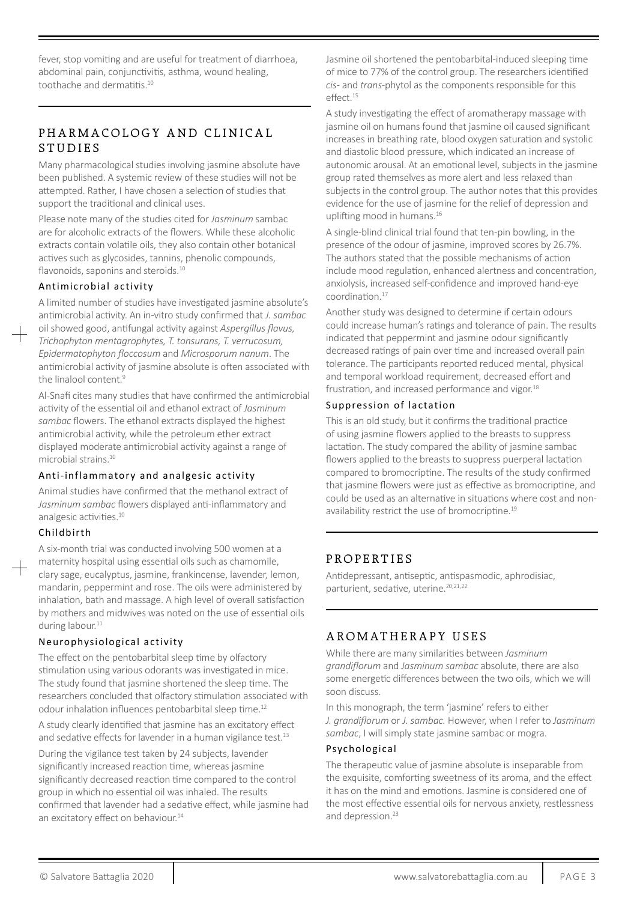fever, stop vomiting and are useful for treatment of diarrhoea, abdominal pain, conjunctivitis, asthma, wound healing, toothache and dermatitis.[10]

## PHARMACOLOGY AND CLINICAL STUDIES

Many pharmacological studies involving jasmine absolute have been published. A systemic review of these studies will not be attempted. Rather, I have chosen a selection of studies that support the traditional and clinical uses.

Please note many of the studies cited for *Jasminum* sambac are for alcoholic extracts of the flowers. While these alcoholic extracts contain volatile oils, they also contain other botanical actives such as glycosides, tannins, phenolic compounds, flavonoids, saponins and steroids.[10]

### Antimicrobial activity

A limited number of studies have investigated jasmine absolute's antimicrobial activity. An in-vitro study confirmed that *J. sambac* oil showed good, antifungal activity against *Aspergillus flavus, Trichophyton mentagrophytes, T. tonsurans, T. verrucosum, Epidermatophyton floccosum* and *Microsporum nanum*. The antimicrobial activity of jasmine absolute is often associated with the linalool content.[9]

Al-Snafi cites many studies that have confirmed the antimicrobial activity of the essential oil and ethanol extract of *Jasminum sambac* flowers. The ethanol extracts displayed the highest antimicrobial activity, while the petroleum ether extract displayed moderate antimicrobial activity against a range of microbial strains.[10]

### Anti-inflammatory and analgesic activity

Animal studies have confirmed that the methanol extract of *Jasminum sambac* flowers displayed anti-inflammatory and analgesic activities.[10]

### Childbirth

A six-month trial was conducted involving 500 women at a maternity hospital using essential oils such as chamomile, clary sage, eucalyptus, jasmine, frankincense, lavender, lemon, mandarin, peppermint and rose. The oils were administered by inhalation, bath and massage. A high level of overall satisfaction by mothers and midwives was noted on the use of essential oils during labour.[11]

### Neurophysiological activity

The effect on the pentobarbital sleep time by olfactory stimulation using various odorants was investigated in mice. The study found that jasmine shortened the sleep time. The researchers concluded that olfactory stimulation associated with odour inhalation influences pentobarbital sleep time.[12]

A study clearly identified that jasmine has an excitatory effect and sedative effects for lavender in a human vigilance test.[13]

During the vigilance test taken by 24 subjects, lavender significantly increased reaction time, whereas jasmine significantly decreased reaction time compared to the control group in which no essential oil was inhaled. The results confirmed that lavender had a sedative effect, while jasmine had an excitatory effect on behaviour.[14]

Jasmine oil shortened the pentobarbital-induced sleeping time of mice to 77% of the control group. The researchers identified *cis-* and *trans-*phytol as the components responsible for this effect.[15]

A study investigating the effect of aromatherapy massage with jasmine oil on humans found that jasmine oil caused significant increases in breathing rate, blood oxygen saturation and systolic and diastolic blood pressure, which indicated an increase of autonomic arousal. At an emotional level, subjects in the jasmine group rated themselves as more alert and less relaxed than subjects in the control group. The author notes that this provides evidence for the use of jasmine for the relief of depression and uplifting mood in humans.[16]

A single-blind clinical trial found that ten-pin bowling, in the presence of the odour of jasmine, improved scores by 26.7%. The authors stated that the possible mechanisms of action include mood regulation, enhanced alertness and concentration, anxiolysis, increased self-confidence and improved hand-eye coordination.[17]

Another study was designed to determine if certain odours could increase human's ratings and tolerance of pain. The results indicated that peppermint and jasmine odour significantly decreased ratings of pain over time and increased overall pain tolerance. The participants reported reduced mental, physical and temporal workload requirement, decreased effort and frustration, and increased performance and vigor.[18]

### Suppression of lactation

This is an old study, but it confirms the traditional practice of using jasmine flowers applied to the breasts to suppress lactation. The study compared the ability of jasmine sambac flowers applied to the breasts to suppress puerperal lactation compared to bromocriptine. The results of the study confirmed that jasmine flowers were just as effective as bromocriptine, and could be used as an alternative in situations where cost and non-availability restrict the use of bromocriptine.[19]

## PROPERTIES

Antidepressant, antiseptic, antispasmodic, aphrodisiac, parturient, sedative, uterine.[20,21,22]

## AROMATHERAPY USES

While there are many similarities between *Jasminum grandiflorum* and *Jasminum sambac* absolute, there are also some energetic differences between the two oils, which we will soon discuss.

In this monograph, the term 'jasmine' refers to either *J. grandiflorum* or *J. sambac*. However, when I refer to *Jasminum sambac*, I will simply state jasmine sambac or mogra.

### Psychological

The therapeutic value of jasmine absolute is inseparable from the exquisite, comforting sweetness of its aroma, and the effect it has on the mind and emotions. Jasmine is considered one of the most effective essential oils for nervous anxiety, restlessness and depression.[23]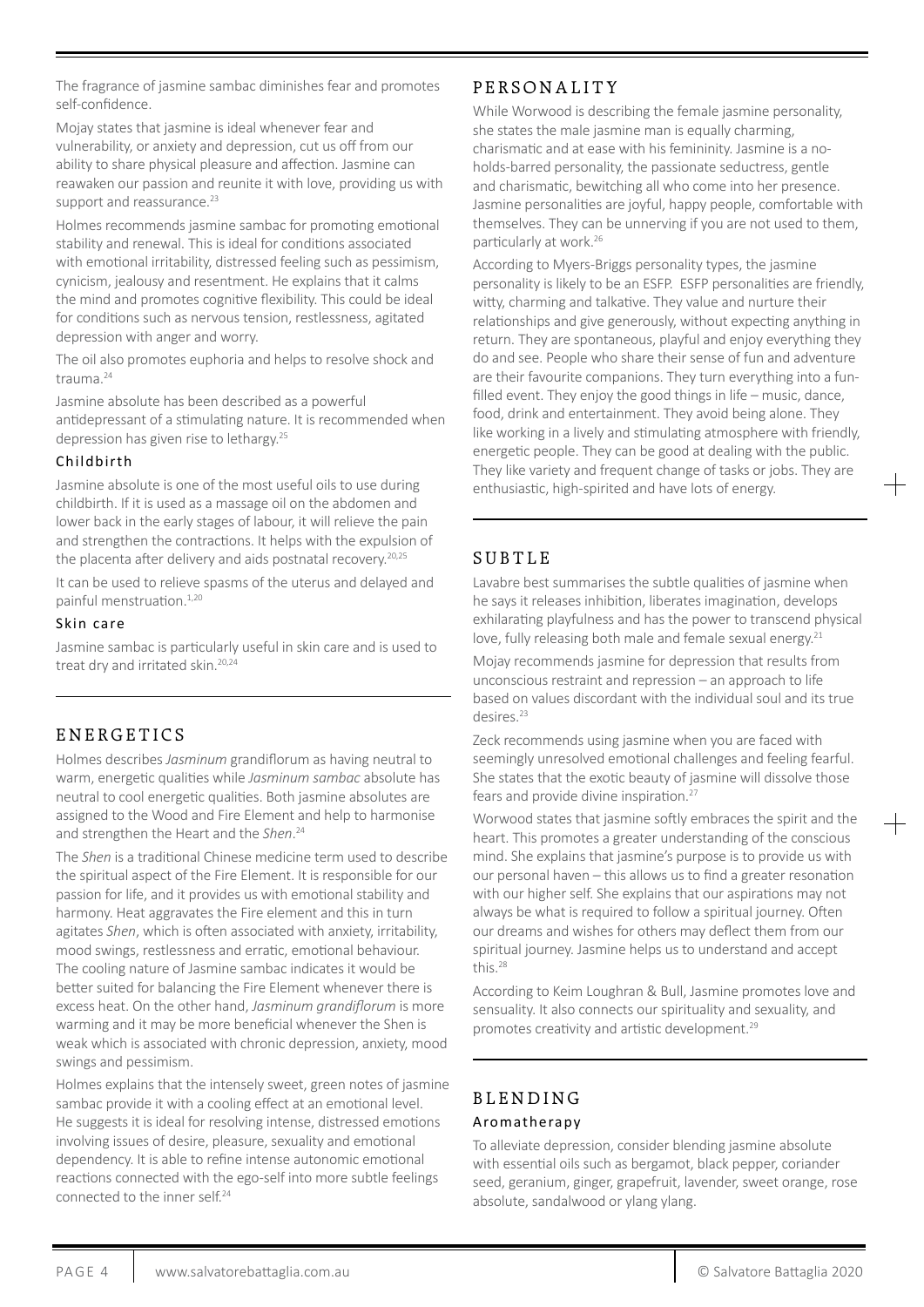The fragrance of jasmine sambac diminishes fear and promotes self-confidence.

Mojay states that jasmine is ideal whenever fear and vulnerability, or anxiety and depression, cut us off from our ability to share physical pleasure and affection. Jasmine can reawaken our passion and reunite it with love, providing us with support and reassurance.[23]

Holmes recommends jasmine sambac for promoting emotional stability and renewal. This is ideal for conditions associated with emotional irritability, distressed feeling such as pessimism, cynicism, jealousy and resentment. He explains that it calms the mind and promotes cognitive flexibility. This could be ideal for conditions such as nervous tension, restlessness, agitated depression with anger and worry.

The oil also promotes euphoria and helps to resolve shock and trauma.[24]

Jasmine absolute has been described as a powerful antidepressant of a stimulating nature. It is recommended when depression has given rise to lethargy.[25]

### Childbirth

Jasmine absolute is one of the most useful oils to use during childbirth. If it is used as a massage oil on the abdomen and lower back in the early stages of labour, it will relieve the pain and strengthen the contractions. It helps with the expulsion of the placenta after delivery and aids postnatal recovery.[20,25]

It can be used to relieve spasms of the uterus and delayed and painful menstruation.[1,20]

### Skin care

Jasmine sambac is particularly useful in skin care and is used to treat dry and irritated skin.[20,24]

## ENERGETICS

Holmes describes *Jasminum* grandiflorum as having neutral to warm, energetic qualities while *Jasminum sambac* absolute has neutral to cool energetic qualities. Both jasmine absolutes are assigned to the Wood and Fire Element and help to harmonise and strengthen the Heart and the *Shen*.[24]

The *Shen* is a traditional Chinese medicine term used to describe the spiritual aspect of the Fire Element. It is responsible for our passion for life, and it provides us with emotional stability and harmony. Heat aggravates the Fire element and this in turn agitates *Shen*, which is often associated with anxiety, irritability, mood swings, restlessness and erratic, emotional behaviour. The cooling nature of Jasmine sambac indicates it would be better suited for balancing the Fire Element whenever there is excess heat. On the other hand, *Jasminum grandiflorum* is more warming and it may be more beneficial whenever the Shen is weak which is associated with chronic depression, anxiety, mood swings and pessimism.

Holmes explains that the intensely sweet, green notes of jasmine sambac provide it with a cooling effect at an emotional level. He suggests it is ideal for resolving intense, distressed emotions involving issues of desire, pleasure, sexuality and emotional dependency. It is able to refine intense autonomic emotional reactions connected with the ego-self into more subtle feelings connected to the inner self.[24]

## PERSONALITY

While Worwood is describing the female jasmine personality, she states the male jasmine man is equally charming, charismatic and at ease with his femininity. Jasmine is a no-holds-barred personality, the passionate seductress, gentle and charismatic, bewitching all who come into her presence. Jasmine personalities are joyful, happy people, comfortable with themselves. They can be unnerving if you are not used to them, particularly at work.[26]

According to Myers-Briggs personality types, the jasmine personality is likely to be an ESFP. ESFP personalities are friendly, witty, charming and talkative. They value and nurture their relationships and give generously, without expecting anything in return. They are spontaneous, playful and enjoy everything they do and see. People who share their sense of fun and adventure are their favourite companions. They turn everything into a fun-filled event. They enjoy the good things in life – music, dance, food, drink and entertainment. They avoid being alone. They like working in a lively and stimulating atmosphere with friendly, energetic people. They can be good at dealing with the public. They like variety and frequent change of tasks or jobs. They are enthusiastic, high-spirited and have lots of energy.

## SUBTLE

Lavabre best summarises the subtle qualities of jasmine when he says it releases inhibition, liberates imagination, develops exhilarating playfulness and has the power to transcend physical love, fully releasing both male and female sexual energy.[21]

Mojay recommends jasmine for depression that results from unconscious restraint and repression – an approach to life based on values discordant with the individual soul and its true desires.[23]

Zeck recommends using jasmine when you are faced with seemingly unresolved emotional challenges and feeling fearful. She states that the exotic beauty of jasmine will dissolve those fears and provide divine inspiration.[27]

Worwood states that jasmine softly embraces the spirit and the heart. This promotes a greater understanding of the conscious mind. She explains that jasmine's purpose is to provide us with our personal haven – this allows us to find a greater resonation with our higher self. She explains that our aspirations may not always be what is required to follow a spiritual journey. Often our dreams and wishes for others may deflect them from our spiritual journey. Jasmine helps us to understand and accept this.[28]

According to Keim Loughran & Bull, Jasmine promotes love and sensuality. It also connects our spirituality and sexuality, and promotes creativity and artistic development.[29]

## BLENDING

### Aromatherapy

To alleviate depression, consider blending jasmine absolute with essential oils such as bergamot, black pepper, coriander seed, geranium, ginger, grapefruit, lavender, sweet orange, rose absolute, sandalwood or ylang ylang.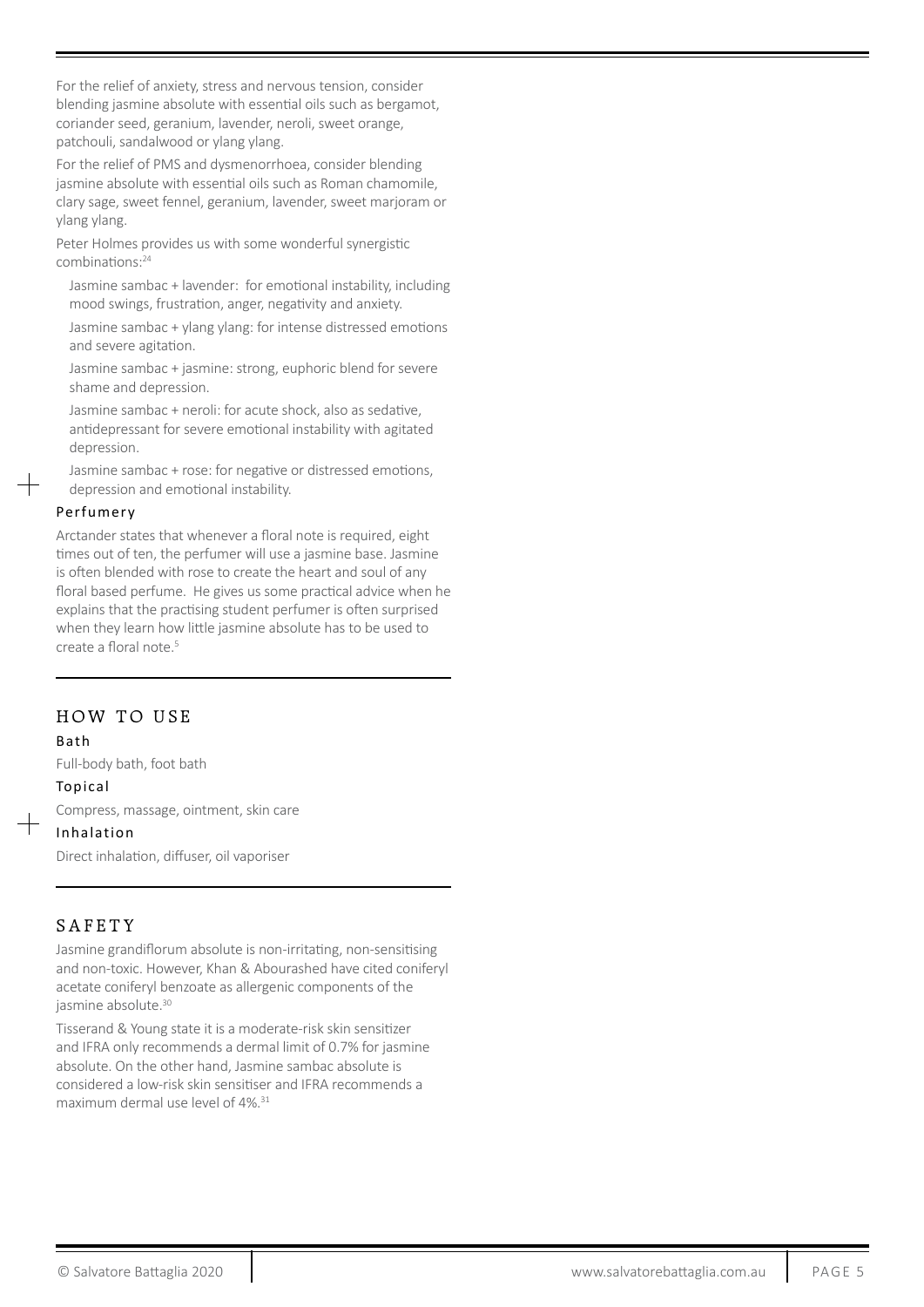For the relief of anxiety, stress and nervous tension, consider blending jasmine absolute with essential oils such as bergamot, coriander seed, geranium, lavender, neroli, sweet orange, patchouli, sandalwood or ylang ylang.

For the relief of PMS and dysmenorrhoea, consider blending jasmine absolute with essential oils such as Roman chamomile, clary sage, sweet fennel, geranium, lavender, sweet marjoram or ylang ylang.

Peter Holmes provides us with some wonderful synergistic combinations:[24]

Jasmine sambac + lavender: for emotional instability, including mood swings, frustration, anger, negativity and anxiety.

Jasmine sambac + ylang ylang: for intense distressed emotions and severe agitation.

Jasmine sambac + jasmine: strong, euphoric blend for severe shame and depression.

Jasmine sambac + neroli: for acute shock, also as sedative, antidepressant for severe emotional instability with agitated depression.

Jasmine sambac + rose: for negative or distressed emotions, depression and emotional instability.

### Perfumery

Arctander states that whenever a floral note is required, eight times out of ten, the perfumer will use a jasmine base. Jasmine is often blended with rose to create the heart and soul of any floral based perfume. He gives us some practical advice when he explains that the practising student perfumer is often surprised when they learn how little jasmine absolute has to be used to create a floral note.[5]

## HOW TO USE

### Bath

Full-body bath, foot bath

### Topical

Compress, massage, ointment, skin care

### Inhalation

Direct inhalation, diffuser, oil vaporiser

## SAFETY

Jasmine grandiflorum absolute is non-irritating, non-sensitising and non-toxic. However, Khan & Abourashed have cited coniferyl acetate coniferyl benzoate as allergenic components of the jasmine absolute.[30]

Tisserand & Young state it is a moderate-risk skin sensitizer and IFRA only recommends a dermal limit of 0.7% for jasmine absolute. On the other hand, Jasmine sambac absolute is considered a low-risk skin sensitiser and IFRA recommends a maximum dermal use level of 4%.[31]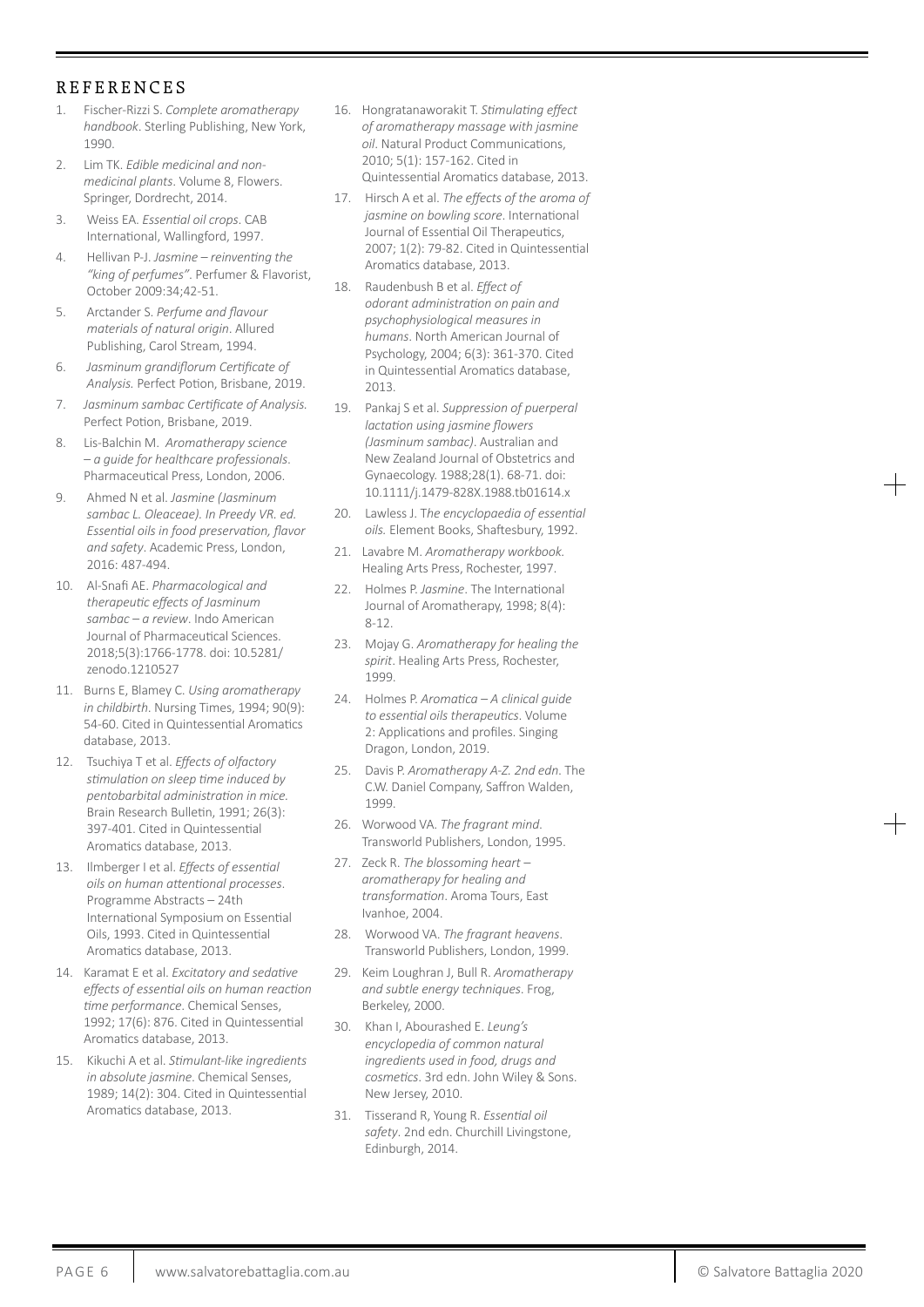## REFERENCES

1. Fischer-Rizzi S. *Complete aromatherapy handbook*. Sterling Publishing, New York, 1990.
2. Lim TK. *Edible medicinal and non-medicinal plants*. Volume 8, Flowers. Springer, Dordrecht, 2014.
3. Weiss EA. *Essential oil crops*. CAB International, Wallingford, 1997.
4. Hellivan P-J. *Jasmine – reinventing the "king of perfumes"*. Perfumer & Flavorist, October 2009:34;42-51.
5. Arctander S. *Perfume and flavour materials of natural origin*. Allured Publishing, Carol Stream, 1994.
6. *Jasminum grandiflorum Certificate of Analysis.* Perfect Potion, Brisbane, 2019.
7. *Jasminum sambac Certificate of Analysis.* Perfect Potion, Brisbane, 2019.
8. Lis-Balchin M. *Aromatherapy science – a guide for healthcare professionals*. Pharmaceutical Press, London, 2006.
9. Ahmed N et al. *Jasmine (Jasminum sambac L. Oleaceae). In Preedy VR. ed. Essential oils in food preservation, flavor and safety*. Academic Press, London, 2016: 487-494.
10. Al-Snafi AE. *Pharmacological and therapeutic effects of Jasminum sambac – a review*. Indo American Journal of Pharmaceutical Sciences. 2018;5(3):1766-1778. doi: 10.5281/zenodo.1210527
11. Burns E, Blamey C. *Using aromatherapy in childbirth*. Nursing Times, 1994; 90(9): 54-60. Cited in Quintessential Aromatics database, 2013.
12. Tsuchiya T et al. *Effects of olfactory stimulation on sleep time induced by pentobarbital administration in mice.* Brain Research Bulletin, 1991; 26(3): 397-401. Cited in Quintessential Aromatics database, 2013.
13. Ilmberger I et al. *Effects of essential oils on human attentional processes*. Programme Abstracts – 24th International Symposium on Essential Oils, 1993. Cited in Quintessential Aromatics database, 2013.
14. Karamat E et al. *Excitatory and sedative effects of essential oils on human reaction time performance*. Chemical Senses, 1992; 17(6): 876. Cited in Quintessential Aromatics database, 2013.
15. Kikuchi A et al. *Stimulant-like ingredients in absolute jasmine*. Chemical Senses, 1989; 14(2): 304. Cited in Quintessential Aromatics database, 2013.
16. Hongratanaworakit T. *Stimulating effect of aromatherapy massage with jasmine oil*. Natural Product Communications, 2010; 5(1): 157-162. Cited in Quintessential Aromatics database, 2013.
17. Hirsch A et al. *The effects of the aroma of jasmine on bowling score*. International Journal of Essential Oil Therapeutics, 2007; 1(2): 79-82. Cited in Quintessential Aromatics database, 2013.
18. Raudenbush B et al. *Effect of odorant administration on pain and psychophysiological measures in humans*. North American Journal of Psychology, 2004; 6(3): 361-370. Cited in Quintessential Aromatics database, 2013.
19. Pankaj S et al. *Suppression of puerperal lactation using jasmine flowers (Jasminum sambac)*. Australian and New Zealand Journal of Obstetrics and Gynaecology. 1988;28(1). 68-71. doi: 10.1111/j.1479-828X.1988.tb01614.x
20. Lawless J. *The encyclopaedia of essential oils.* Element Books, Shaftesbury, 1992.
21. Lavabre M. *Aromatherapy workbook.* Healing Arts Press, Rochester, 1997.
22. Holmes P. *Jasmine*. The International Journal of Aromatherapy, 1998; 8(4): 8-12.
23. Mojay G. *Aromatherapy for healing the spirit*. Healing Arts Press, Rochester, 1999.
24. Holmes P. *Aromatica – A clinical guide to essential oils therapeutics*. Volume 2: Applications and profiles. Singing Dragon, London, 2019.
25. Davis P. *Aromatherapy A-Z. 2nd edn*. The C.W. Daniel Company, Saffron Walden, 1999.
26. Worwood VA. *The fragrant mind.* Transworld Publishers, London, 1995.
27. Zeck R. *The blossoming heart – aromatherapy for healing and transformation*. Aroma Tours, East Ivanhoe, 2004.
28. Worwood VA. *The fragrant heavens*. Transworld Publishers, London, 1999.
29. Keim Loughran J, Bull R. *Aromatherapy and subtle energy techniques*. Frog, Berkeley, 2000.
30. Khan I, Abourashed E. *Leung's encyclopedia of common natural ingredients used in food, drugs and cosmetics*. 3rd edn. John Wiley & Sons. New Jersey, 2010.
31. Tisserand R, Young R. *Essential oil safety*. 2nd edn. Churchill Livingstone, Edinburgh, 2014.